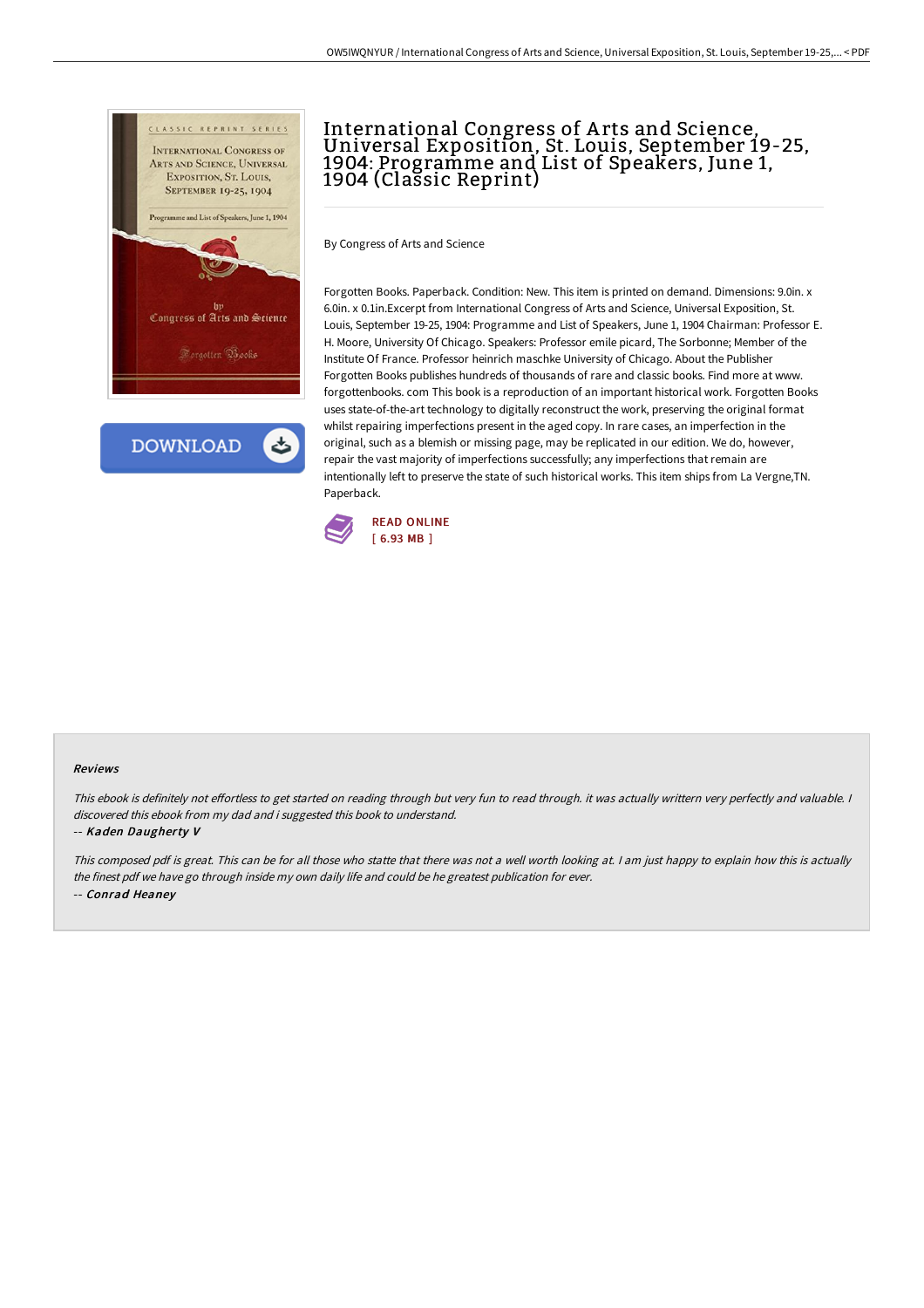# International Congress of Arts and Science, Universal Exposition, St. Louis, September 19-25, 1904: Programme and List of Speakers, June 1, 1904 (Classic Reprint)

By Congress of Arts and Science

Forgotten Books. Paperback. Condition: New. This item is printed on demand. Dimensions: 9.0in. x 6.0in. x 0.1in.Excerpt from International Congress of Arts and Science, Universal Exposition, St. Louis, September 19-25, 1904: Programme and List of Speakers, June 1, 1904 Chairman: Professor E. H. Moore, University Of Chicago. Speakers: Professor emile picard, The Sorbonne; Member of the Institute Of France. Professor heinrich maschke University of Chicago. About the Publisher Forgotten Books publishes hundreds of thousands of rare and classic books. Find more at www. forgottenbooks. com This book is a reproduction of an important historical work. Forgotten Books uses state-of-the-art technology to digitally reconstruct the work, preserving the original format whilst repairing imperfections present in the aged copy. In rare cases, an imperfection in the original, such as a blemish or missing page, may be replicated in our edition. We do, however, repair the vast majority of imperfections successfully; any imperfections that remain are intentionally left to preserve the state of such historical works. This item ships from La Vergne,TN. Paperback.

READ ONLINE
[ 6.93 MB ]

### Reviews

*This ebook is definitely not effortless to get started on reading through but very fun to read through. it was actually writtern very perfectly and valuable. I discovered this ebook from my dad and i suggested this book to understand.*

-- *Kaden Daugherty V*

*This composed pdf is great. This can be for all those who statte that there was not a well worth looking at. I am just happy to explain how this is actually the finest pdf we have go through inside my own daily life and could be he greatest publication for ever.*

-- *Conrad Heaney*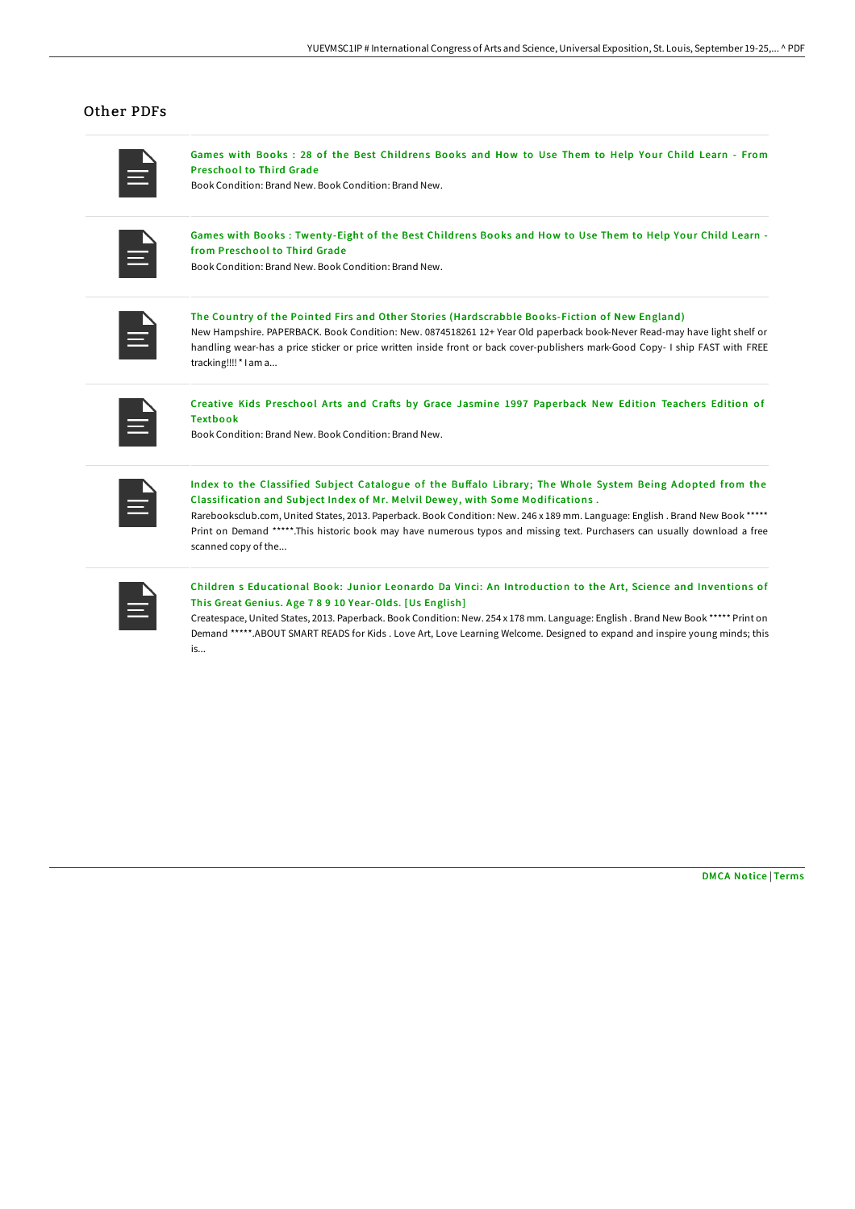## Other PDFs

**Games with Books : 28 of the Best Childrens Books and How to Use Them to Help Your Child Learn - From Preschool to Third Grade**

Book Condition: Brand New. Book Condition: Brand New.

**Games with Books : Twenty-Eight of the Best Childrens Books and How to Use Them to Help Your Child Learn - from Preschool to Third Grade**

Book Condition: Brand New. Book Condition: Brand New.

**The Country of the Pointed Firs and Other Stories (Hardscrabble Books-Fiction of New England)**

New Hampshire. PAPERBACK. Book Condition: New. 0874518261 12+ Year Old paperback book-Never Read-may have light shelf or handling wear-has a price sticker or price written inside front or back cover-publishers mark-Good Copy- I ship FAST with FREE tracking!!!! * I am a...

**Creative Kids Preschool Arts and Crafts by Grace Jasmine 1997 Paperback New Edition Teachers Edition of Textbook**

Book Condition: Brand New. Book Condition: Brand New.

**Index to the Classified Subject Catalogue of the Buffalo Library; The Whole System Being Adopted from the Classification and Subject Index of Mr. Melvil Dewey, with Some Modifications .**

Rarebooksclub.com, United States, 2013. Paperback. Book Condition: New. 246 x 189 mm. Language: English . Brand New Book ***** Print on Demand *****.This historic book may have numerous typos and missing text. Purchasers can usually download a free scanned copy of the...

**Children s Educational Book: Junior Leonardo Da Vinci: An Introduction to the Art, Science and Inventions of This Great Genius. Age 7 8 9 10 Year-Olds. [Us English]**

Createspace, United States, 2013. Paperback. Book Condition: New. 254 x 178 mm. Language: English . Brand New Book ***** Print on Demand *****.ABOUT SMART READS for Kids . Love Art, Love Learning Welcome. Designed to expand and inspire young minds; this is...